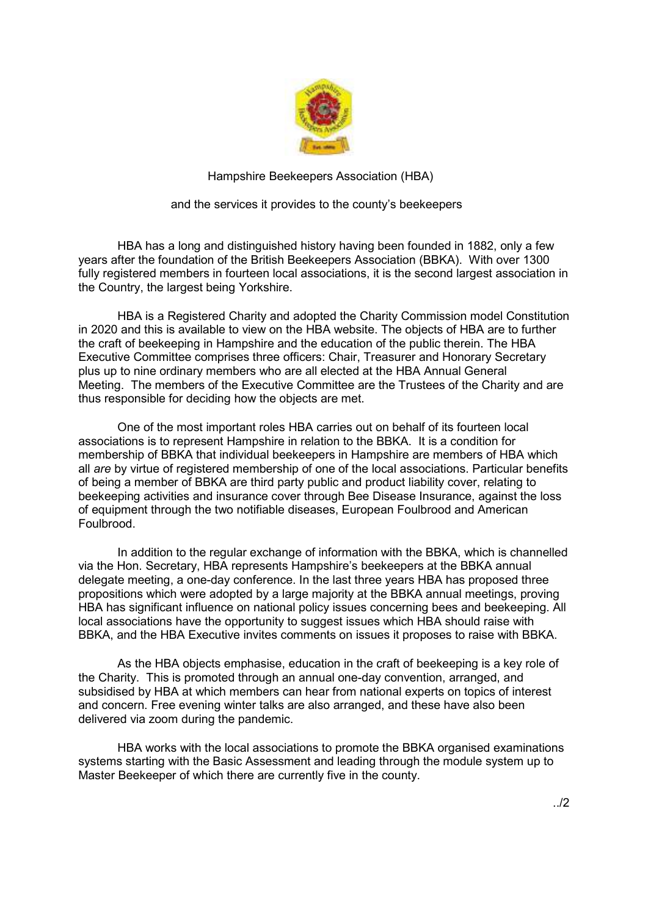Hampshire Beekeepers Association (HBA)

and the services it provides to the county's beekeepers

HBA has a long and distinguished history having been founded in 1882, only a few years after the foundation of the British Beekeepers Association (BBKA). With over 1300 fully registered members in fourteen local associations, it is the second largest association in the Country, the largest being Yorkshire.

HBA is a Registered Charity and adopted the Charity Commission model Constitution in 2020 and this is available to view on the HBA website. The objects of HBA are to further the craft of beekeeping in Hampshire and the education of the public therein. The HBA Executive Committee comprises three officers: Chair, Treasurer and Honorary Secretary plus up to nine ordinary members who are all elected at the HBA Annual General Meeting. The members of the Executive Committee are the Trustees of the Charity and are thus responsible for deciding how the objects are met.

One of the most important roles HBA carries out on behalf of its fourteen local associations is to represent Hampshire in relation to the BBKA. It is a condition for membership of BBKA that individual beekeepers in Hampshire are members of HBA which all *are* by virtue of registered membership of one of the local associations. Particular benefits of being a member of BBKA are third party public and product liability cover, relating to beekeeping activities and insurance cover through Bee Disease Insurance, against the loss of equipment through the two notifiable diseases, European Foulbrood and American Foulbrood.

In addition to the regular exchange of information with the BBKA, which is channelled via the Hon. Secretary, HBA represents Hampshire's beekeepers at the BBKA annual delegate meeting, a one-day conference. In the last three years HBA has proposed three propositions which were adopted by a large majority at the BBKA annual meetings, proving HBA has significant influence on national policy issues concerning bees and beekeeping. All local associations have the opportunity to suggest issues which HBA should raise with BBKA, and the HBA Executive invites comments on issues it proposes to raise with BBKA.

As the HBA objects emphasise, education in the craft of beekeeping is a key role of the Charity. This is promoted through an annual one-day convention, arranged, and subsidised by HBA at which members can hear from national experts on topics of interest and concern. Free evening winter talks are also arranged, and these have also been delivered via zoom during the pandemic.

HBA works with the local associations to promote the BBKA organised examinations systems starting with the Basic Assessment and leading through the module system up to Master Beekeeper of which there are currently five in the county.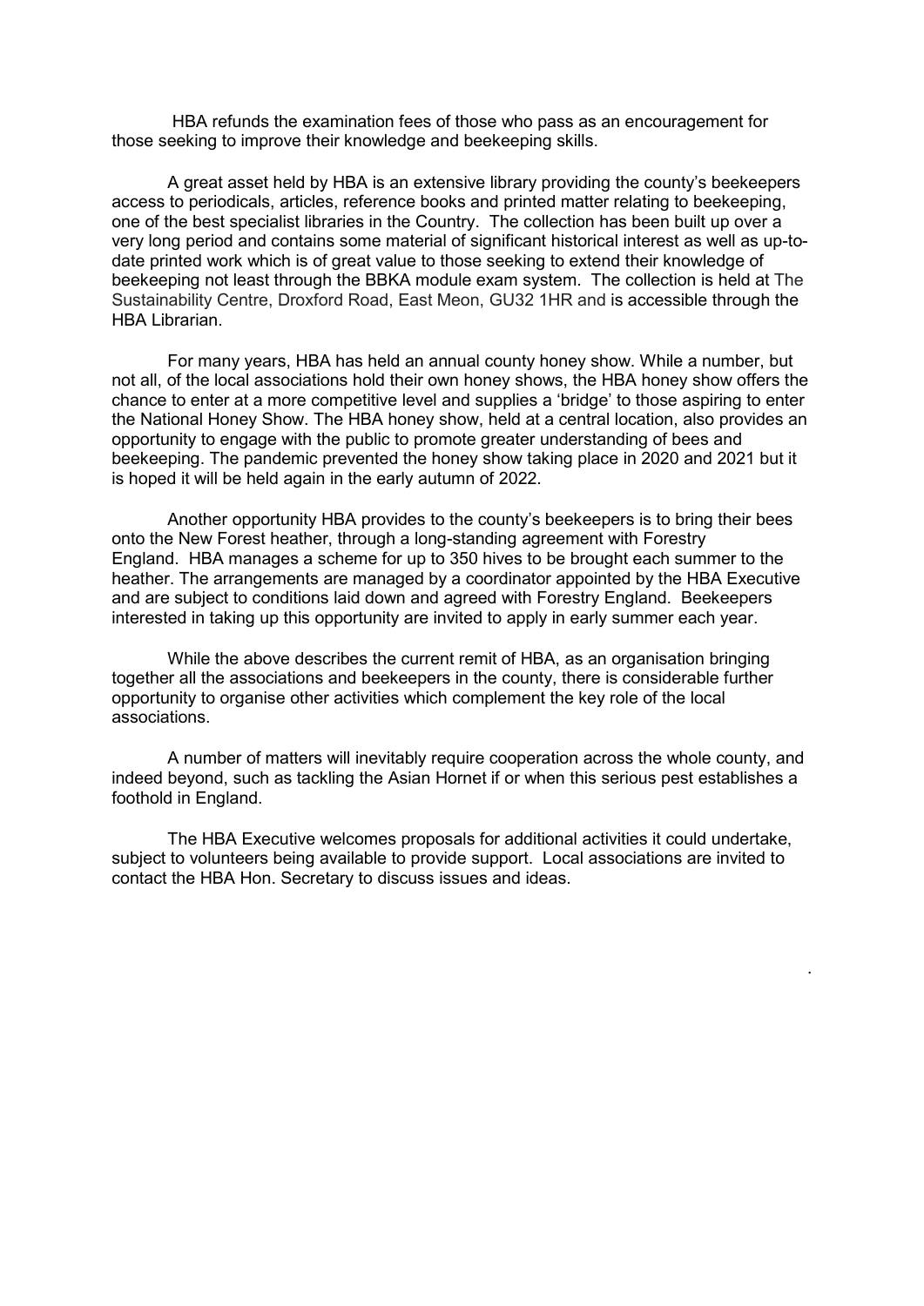HBA refunds the examination fees of those who pass as an encouragement for those seeking to improve their knowledge and beekeeping skills.

A great asset held by HBA is an extensive library providing the county's beekeepers access to periodicals, articles, reference books and printed matter relating to beekeeping, one of the best specialist libraries in the Country. The collection has been built up over a very long period and contains some material of significant historical interest as well as up-to-date printed work which is of great value to those seeking to extend their knowledge of beekeeping not least through the BBKA module exam system. The collection is held at The Sustainability Centre, Droxford Road, East Meon, GU32 1HR and is accessible through the HBA Librarian.

For many years, HBA has held an annual county honey show. While a number, but not all, of the local associations hold their own honey shows, the HBA honey show offers the chance to enter at a more competitive level and supplies a 'bridge' to those aspiring to enter the National Honey Show. The HBA honey show, held at a central location, also provides an opportunity to engage with the public to promote greater understanding of bees and beekeeping. The pandemic prevented the honey show taking place in 2020 and 2021 but it is hoped it will be held again in the early autumn of 2022.

Another opportunity HBA provides to the county's beekeepers is to bring their bees onto the New Forest heather, through a long-standing agreement with Forestry England. HBA manages a scheme for up to 350 hives to be brought each summer to the heather. The arrangements are managed by a coordinator appointed by the HBA Executive and are subject to conditions laid down and agreed with Forestry England. Beekeepers interested in taking up this opportunity are invited to apply in early summer each year.

While the above describes the current remit of HBA, as an organisation bringing together all the associations and beekeepers in the county, there is considerable further opportunity to organise other activities which complement the key role of the local associations.

A number of matters will inevitably require cooperation across the whole county, and indeed beyond, such as tackling the Asian Hornet if or when this serious pest establishes a foothold in England.

The HBA Executive welcomes proposals for additional activities it could undertake, subject to volunteers being available to provide support. Local associations are invited to contact the HBA Hon. Secretary to discuss issues and ideas.